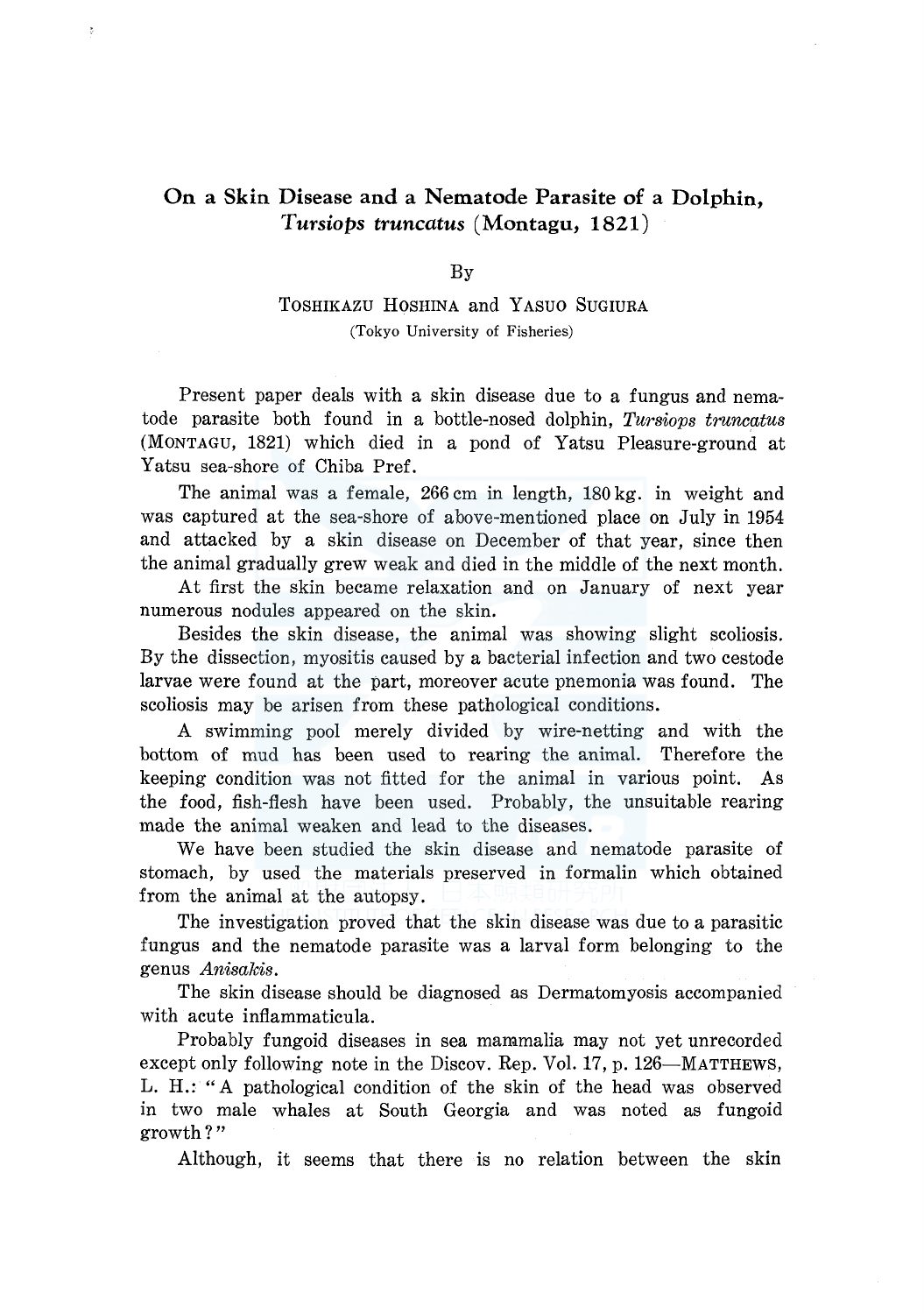# On a Skin Disease and a Nematode Parasite of a Dolphin, *Tursiops truncatus* (Montagu, 1821)

By

TOSHIKAZU HOSHINA and YASUO SUGIURA

(Tokyo University of Fisheries)

Present paper deals with a skin disease due to a fungus and nematode parasite both found in a bottle-nosed dolphin, *Tursiops truncatus* (MONTAGU, 1821) which died in a pond of Yatsu Pleasure-ground at Yatsu sea-shore of Chiba Pref.

The animal was a female, 266 cm in length, 180 kg. in weight and was captured at the sea-shore of above-mentioned place on July in 1954 and attacked by a skin disease on December of that year, since then the animal gradually grew weak and died in the middle of the next month.

At first the skin became relaxation and on January of next year numerous nodules appeared on the skin.

Besides the skin disease, the animal was showing slight scoliosis. By the dissection, myositis caused by a bacterial infection and two cestode larvae were found at the part, moreover acute pnemonia was found. The scoliosis may be arisen from these pathological conditions.

A swimming pool merely divided by wire-netting and with the bottom of mud has been used to rearing the animal. Therefore the keeping condition was not fitted for the animal in various point. As the food, fish-flesh have been used. Probably, the unsuitable rearing made the animal weaken and lead to the diseases.

We have been studied the skin disease and nematode parasite of stomach, by used the materials preserved in formalin which obtained from the animal at the autopsy.

The investigation proved that the skin disease was due to a parasitic fungus and the nematode parasite was a larval form belonging to the genus *Anisakis*.

The skin disease should be diagnosed as Dermatomyosis accompanied with acute inflammaticula.

Probably fungoid diseases in sea mammalia may not yet unrecorded except only following note in the Discov. Rep. Vol. 17, p. 126—MATTHEWS, L. H.: "A pathological condition of the skin of the head was observed in two male whales at South Georgia and was noted as fungoid growth?"

Although, it seems that there is no relation between the skin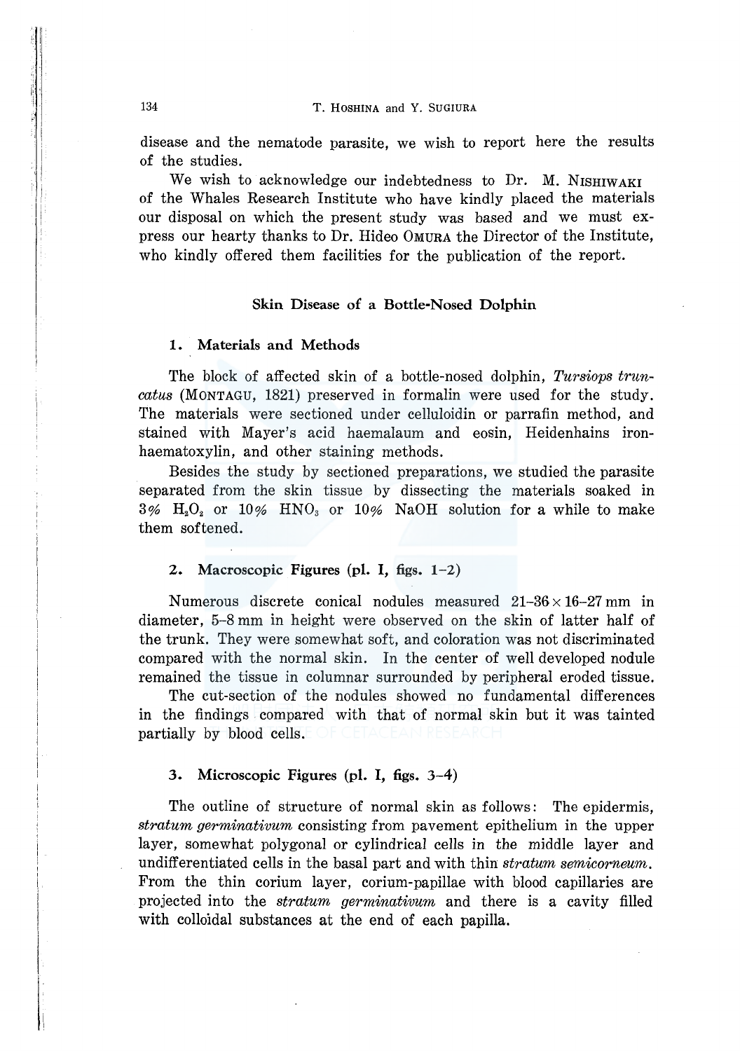disease and the nematode parasite, we wish to report here the results of the studies.

We wish to acknowledge our indebtedness to Dr. M. NISHIWAKI of the Whales Research Institute who have kindly placed the materials our disposal on which the present study was based and we must express our hearty thanks to Dr. Hideo OMURA the Director of the Institute, who kindly offered them facilities for the publication of the report.

## Skin Disease of a Bottle-Nosed Dolphin

### 1. Materials and Methods

The block of affected skin of a bottle-nosed dolphin, *Tursiops truncatus* (MONTAGU, 1821) preserved in formalin were used for the study. The materials were sectioned under celluloidin or parrafin method, and stained with Mayer's acid haemalaum and eosin, Heidenhains iron-haematoxylin, and other staining methods.

Besides the study by sectioned preparations, we studied the parasite separated from the skin tissue by dissecting the materials soaked in 3% $H_2O_2$ or 10% $HNO_3$ or 10% NaOH solution for a while to make them softened.

### 2. Macroscopic Figures (pl. I, figs. 1–2)

Numerous discrete conical nodules measured 21–36 × 16–27 mm in diameter, 5–8 mm in height were observed on the skin of latter half of the trunk. They were somewhat soft, and coloration was not discriminated compared with the normal skin. In the center of well developed nodule remained the tissue in columnar surrounded by peripheral eroded tissue.

The cut-section of the nodules showed no fundamental differences in the findings compared with that of normal skin but it was tainted partially by blood cells.

### 3. Microscopic Figures (pl. I, figs. 3–4)

The outline of structure of normal skin as follows: The epidermis, *stratum germinativum* consisting from pavement epithelium in the upper layer, somewhat polygonal or cylindrical cells in the middle layer and undifferentiated cells in the basal part and with thin *stratum semicorneum*. From the thin corium layer, corium-papillae with blood capillaries are projected into the *stratum germinativum* and there is a cavity filled with colloidal substances at the end of each papilla.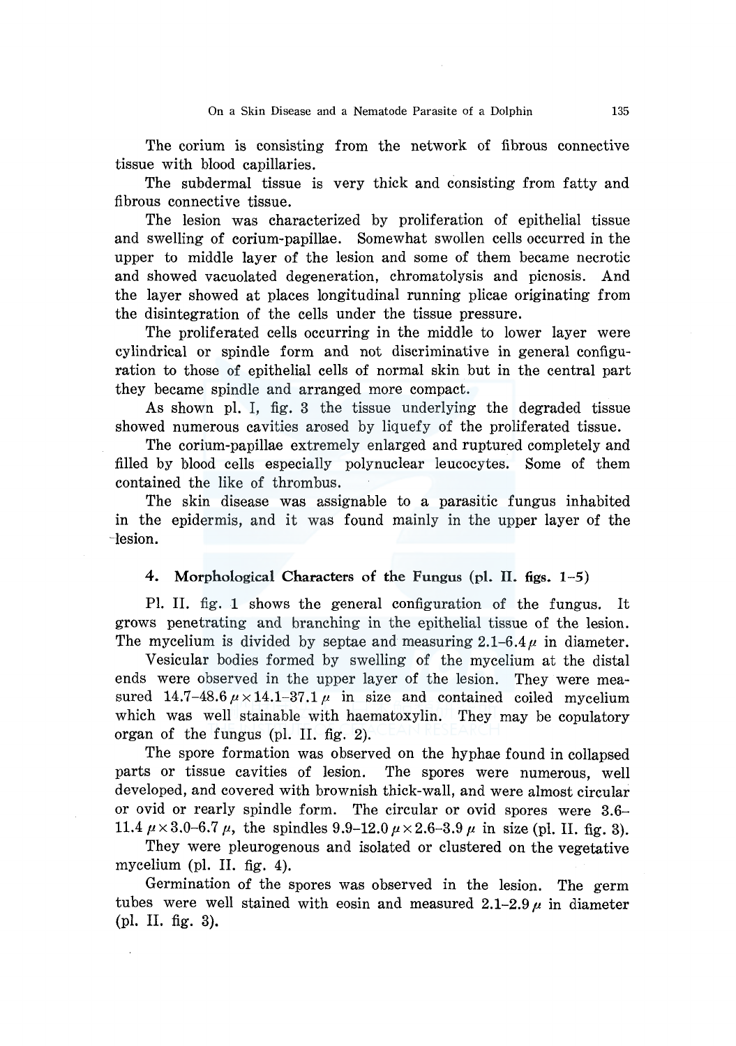The corium is consisting from the network of fibrous connective tissue with blood capillaries.

The subdermal tissue is very thick and consisting from fatty and fibrous connective tissue.

The lesion was characterized by proliferation of epithelial tissue and swelling of corium-papillae. Somewhat swollen cells occurred in the upper to middle layer of the lesion and some of them became necrotic and showed vacuolated degeneration, chromatolysis and picnosis. And the layer showed at places longitudinal running plicae originating from the disintegration of the cells under the tissue pressure.

The proliferated cells occurring in the middle to lower layer were cylindrical or spindle form and not discriminative in general configuration to those of epithelial cells of normal skin but in the central part they became spindle and arranged more compact.

As shown pl. I, fig. 3 the tissue underlying the degraded tissue showed numerous cavities arosed by liquefy of the proliferated tissue.

The corium-papillae extremely enlarged and ruptured completely and filled by blood cells especially polynuclear leucocytes. Some of them contained the like of thrombus.

The skin disease was assignable to a parasitic fungus inhabited in the epidermis, and it was found mainly in the upper layer of the lesion.

### 4. Morphological Characters of the Fungus (pl. II. figs. 1–5)

Pl. II. fig. 1 shows the general configuration of the fungus. It grows penetrating and branching in the epithelial tissue of the lesion. The mycelium is divided by septae and measuring 2.1–6.4 $\mu$ in diameter.

Vesicular bodies formed by swelling of the mycelium at the distal ends were observed in the upper layer of the lesion. They were measured 14.7–48.6 $\mu \times$ 14.1–37.1 $\mu$ in size and contained coiled mycelium which was well stainable with haematoxylin. They may be copulatory organ of the fungus (pl. II. fig. 2).

The spore formation was observed on the hyphae found in collapsed parts or tissue cavities of lesion. The spores were numerous, well developed, and covered with brownish thick-wall, and were almost circular or ovid or rearly spindle form. The circular or ovid spores were 3.6–11.4 $\mu \times$ 3.0–6.7 $\mu$, the spindles 9.9–12.0 $\mu \times$ 2.6–3.9 $\mu$ in size (pl. II. fig. 3).

They were pleurogenous and isolated or clustered on the vegetative mycelium (pl. II. fig. 4).

Germination of the spores was observed in the lesion. The germ tubes were well stained with eosin and measured 2.1–2.9 $\mu$ in diameter (pl. II. fig. 3).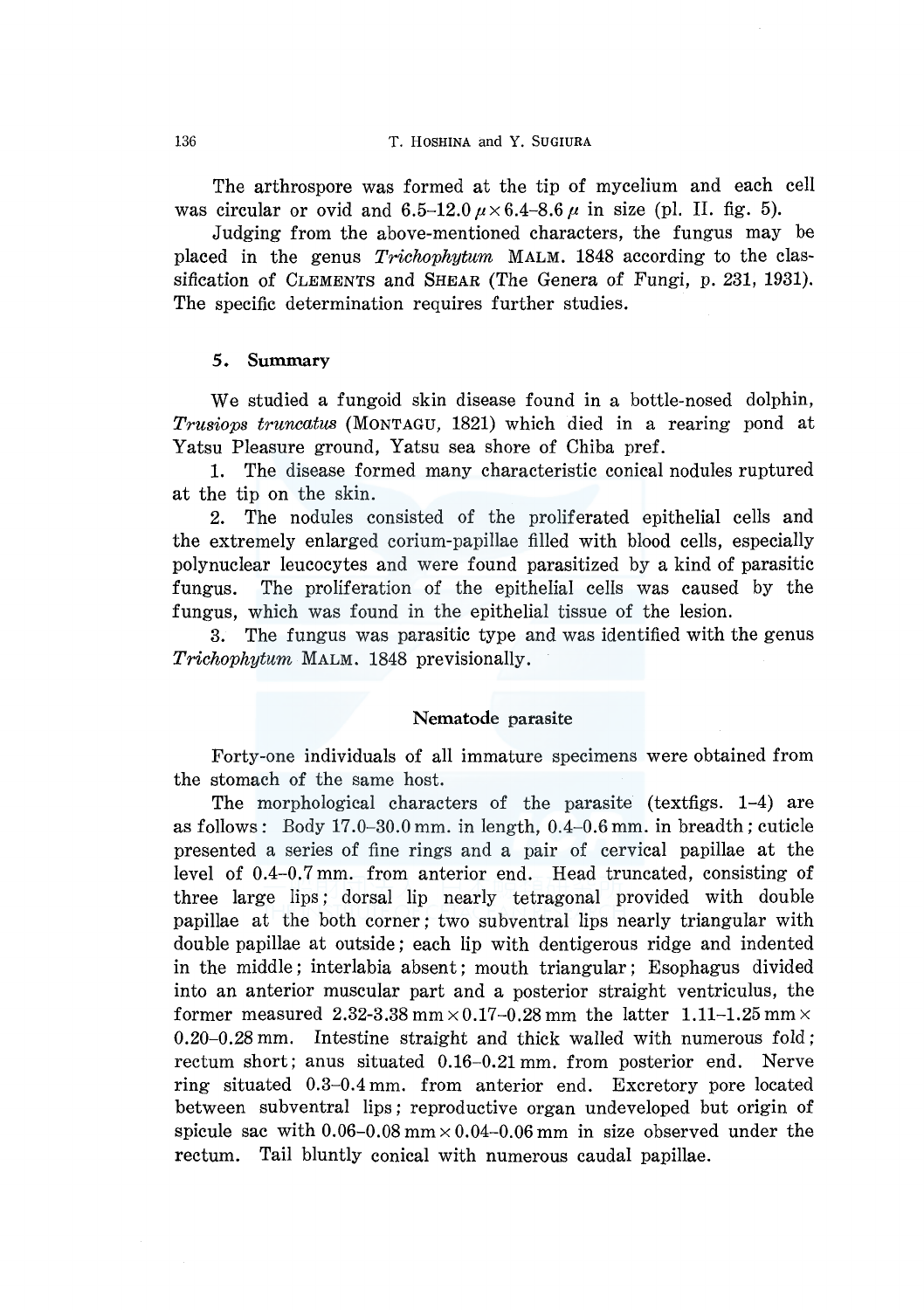The arthrospore was formed at the tip of mycelium and each cell was circular or ovid and $6.5–12.0\,\mu \times 6.4–8.6\,\mu$ in size (pl. II. fig. 5).

Judging from the above-mentioned characters, the fungus may be placed in the genus *Trichophytum* MALM. 1848 according to the classification of CLEMENTS and SHEAR (The Genera of Fungi, p. 231, 1931). The specific determination requires further studies.

### 5. Summary

We studied a fungoid skin disease found in a bottle-nosed dolphin, *Trusiops truncatus* (MONTAGU, 1821) which died in a rearing pond at Yatsu Pleasure ground, Yatsu sea shore of Chiba pref.

1. The disease formed many characteristic conical nodules ruptured at the tip on the skin.
2. The nodules consisted of the proliferated epithelial cells and the extremely enlarged corium-papillae filled with blood cells, especially polynuclear leucocytes and were found parasitized by a kind of parasitic fungus. The proliferation of the epithelial cells was caused by the fungus, which was found in the epithelial tissue of the lesion.
3. The fungus was parasitic type and was identified with the genus *Trichophytum* MALM. 1848 previsionally.

## Nematode parasite

Forty-one individuals of all immature specimens were obtained from the stomach of the same host.

The morphological characters of the parasite (textfigs. 1–4) are as follows: Body 17.0–30.0 mm. in length, 0.4–0.6 mm. in breadth; cuticle presented a series of fine rings and a pair of cervical papillae at the level of 0.4–0.7 mm. from anterior end. Head truncated, consisting of three large lips; dorsal lip nearly tetragonal provided with double papillae at the both corner; two subventral lips nearly triangular with double papillae at outside; each lip with dentigerous ridge and indented in the middle; interlabia absent; mouth triangular; Esophagus divided into an anterior muscular part and a posterior straight ventriculus, the former measured $2.32–3.38\,\text{mm} \times 0.17–0.28\,\text{mm}$ the latter $1.11–1.25\,\text{mm} \times 0.20–0.28\,\text{mm}$. Intestine straight and thick walled with numerous fold; rectum short; anus situated 0.16–0.21 mm. from posterior end. Nerve ring situated 0.3–0.4 mm. from anterior end. Excretory pore located between subventral lips; reproductive organ undeveloped but origin of spicule sac with $0.06–0.08\,\text{mm} \times 0.04–0.06\,\text{mm}$ in size observed under the rectum. Tail bluntly conical with numerous caudal papillae.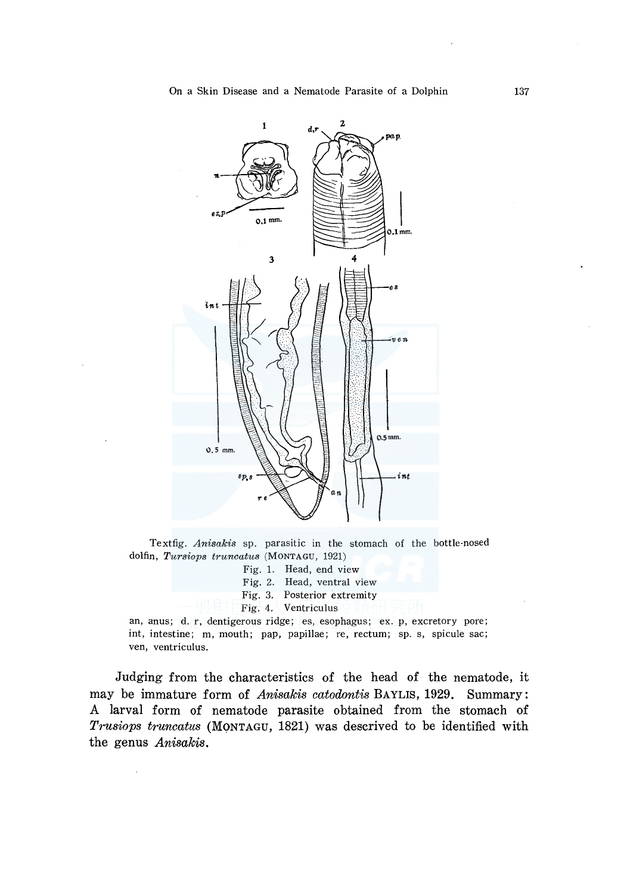Textfig. *Anisakis* sp. parasitic in the stomach of the bottle-nosed dolfin, *Tursiops truncatus* (MONTAGU, 1921)

Fig. 1. Head, end view
Fig. 2. Head, ventral view
Fig. 3. Posterior extremity
Fig. 4. Ventriculus

an, anus; d. r, dentigerous ridge; es, esophagus; ex. p, excretory pore; int, intestine; m, mouth; pap, papillae; re, rectum; sp. s, spicule sac; ven, ventriculus.

Judging from the characteristics of the head of the nematode, it may be immature form of *Anisakis catodontis* BAYLIS, 1929. Summary: A larval form of nematode parasite obtained from the stomach of *Trusiops truncatus* (MONTAGU, 1821) was descrived to be identified with the genus *Anisakis*.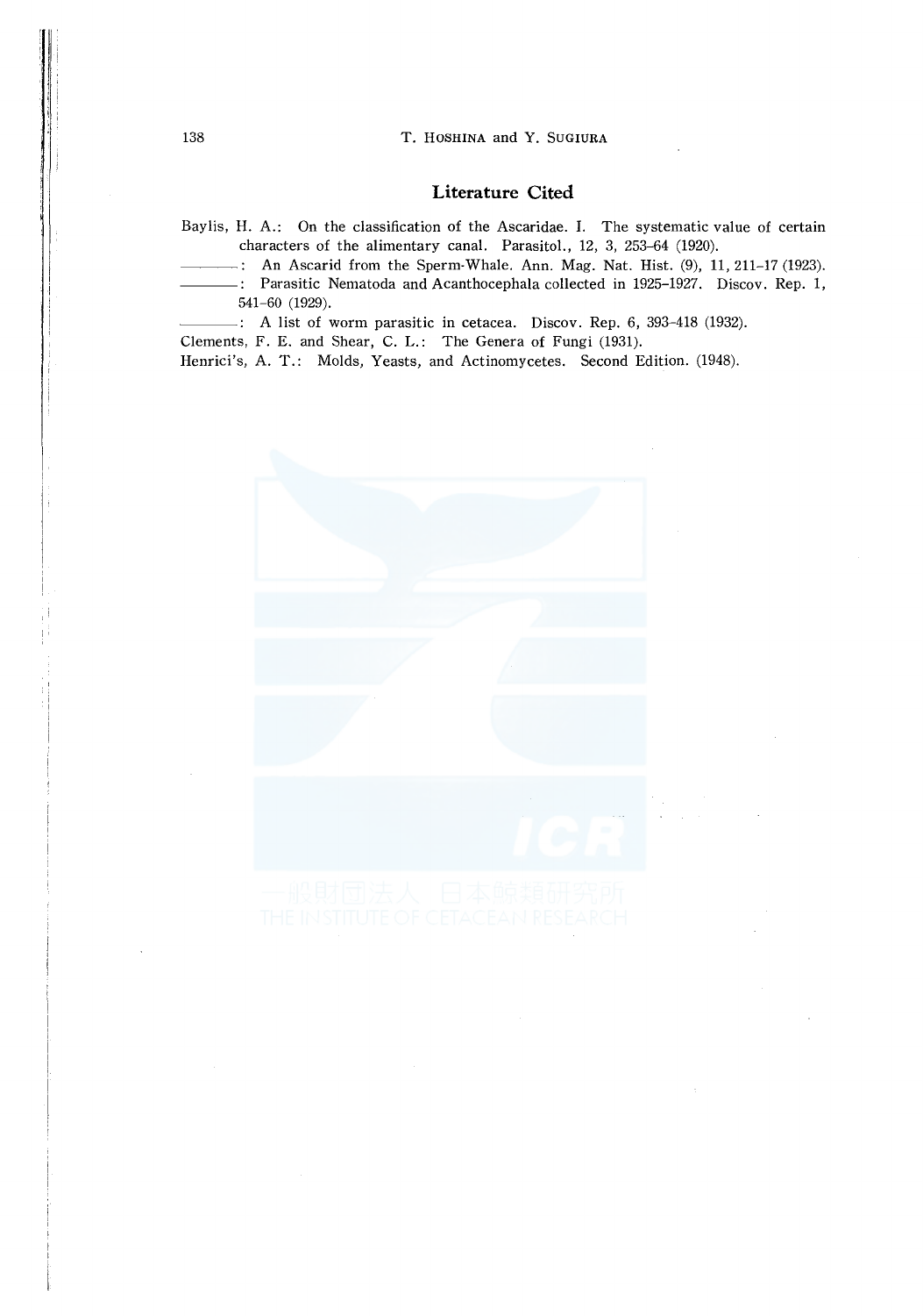## Literature Cited

Baylis, H. A.: On the classification of the Ascaridae. I. The systematic value of certain characters of the alimentary canal. Parasitol., 12, 3, 253–64 (1920).

———: An Ascarid from the Sperm-Whale. Ann. Mag. Nat. Hist. (9), 11, 211–17 (1923).

———: Parasitic Nematoda and Acanthocephala collected in 1925–1927. Discov. Rep. 1, 541–60 (1929).

———: A list of worm parasitic in cetacea. Discov. Rep. 6, 393–418 (1932).

Clements, F. E. and Shear, C. L.: The Genera of Fungi (1931).

Henrici's, A. T.: Molds, Yeasts, and Actinomycetes. Second Edition. (1948).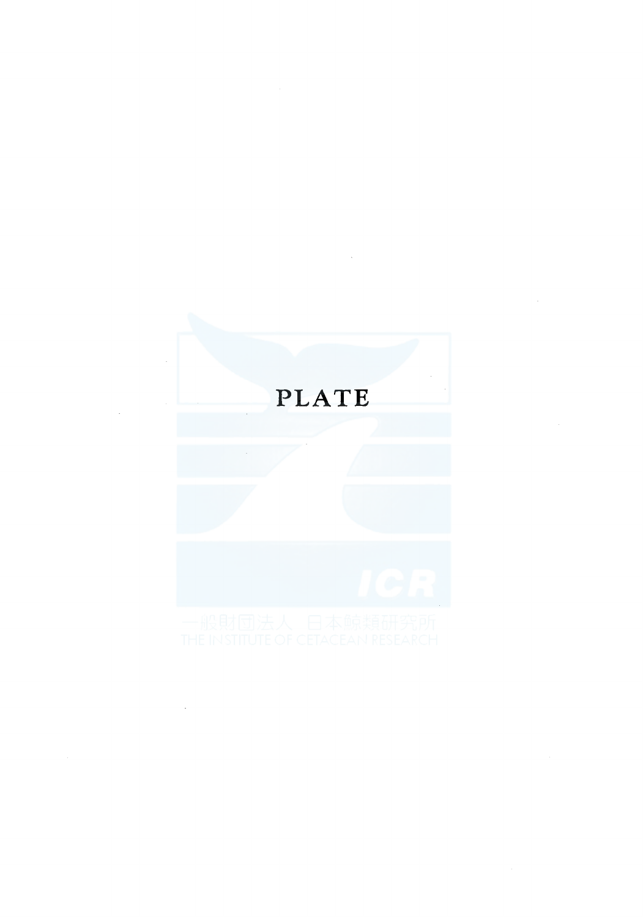PLATE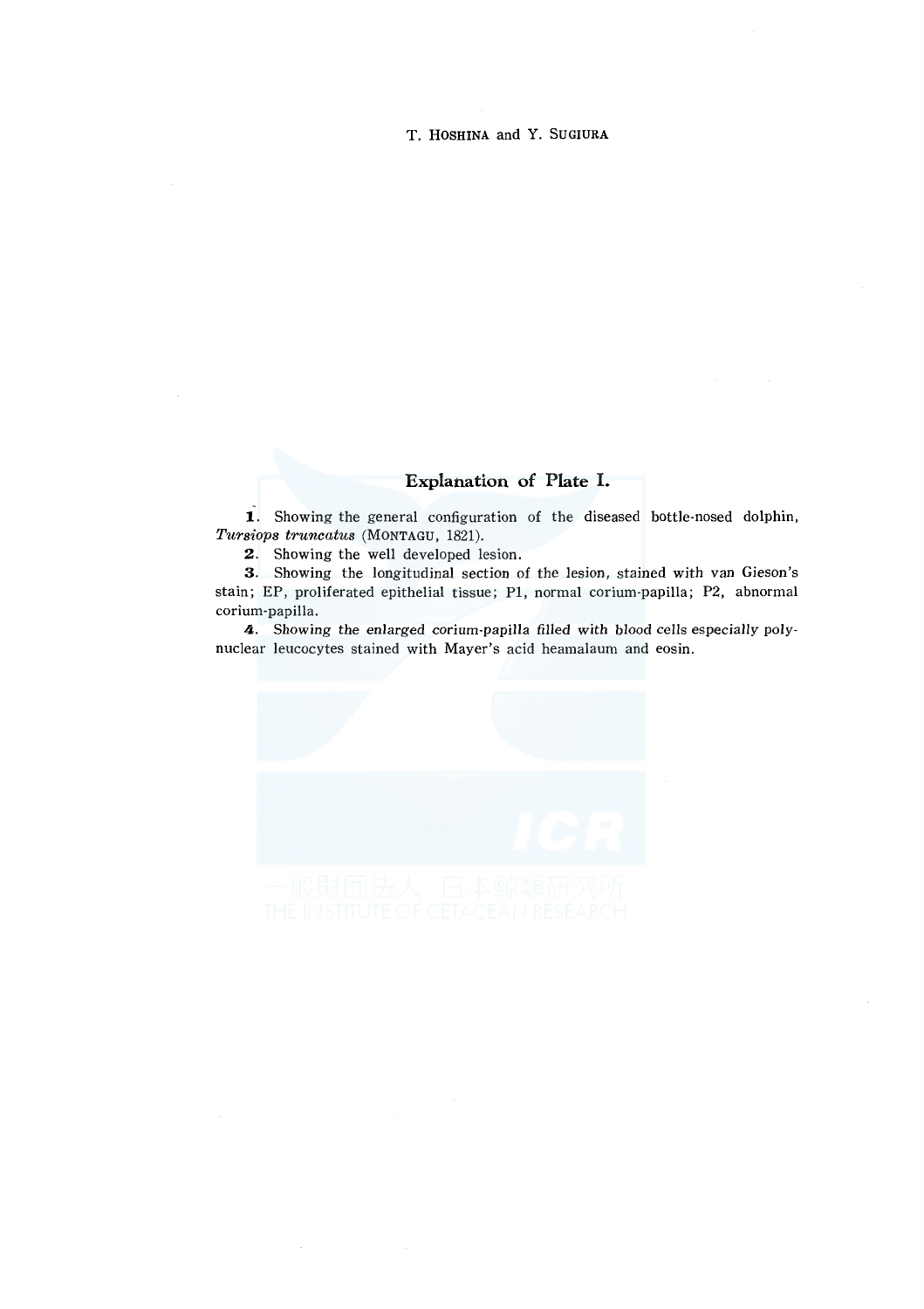## Explanation of Plate I.

**1**. Showing the general configuration of the diseased bottle-nosed dolphin, *Tursiops truncatus* (MONTAGU, 1821).

**2**. Showing the well developed lesion.

**3**. Showing the longitudinal section of the lesion, stained with van Gieson's stain; EP, proliferated epithelial tissue; P1, normal corium-papilla; P2, abnormal corium-papilla.

**4**. *Showing the enlarged corium-papilla filled with blood cells especially poly-nuclear leucocytes stained with Mayer's acid heamalaum and eosin.*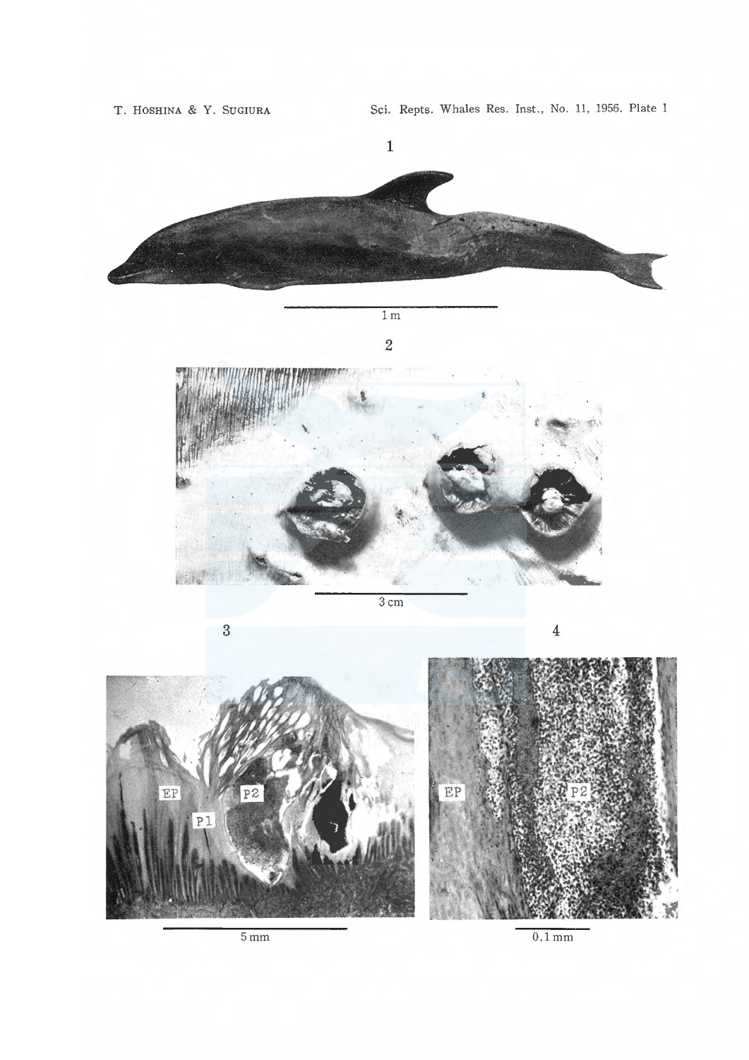Plate I

1

1 m

2

3 cm

3

EP

P2

P1

5 mm

4

EP

P2

0.1 mm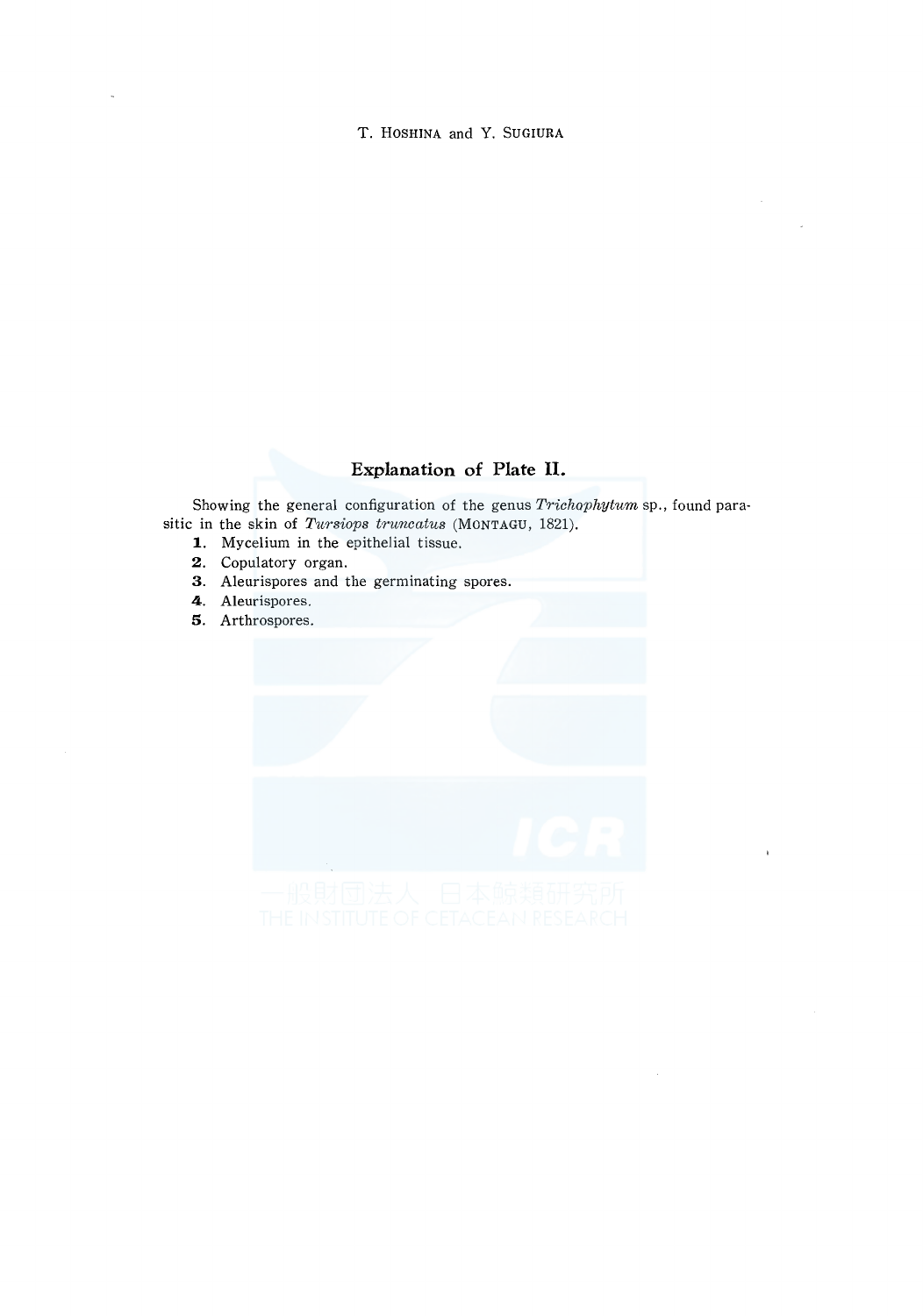## Explanation of Plate II.

Showing the general configuration of the genus *Trichophytum* sp., found parasitic in the skin of *Tursiops truncatus* (MONTAGU, 1821).

**1.** Mycelium in the epithelial tissue.
**2.** Copulatory organ.
**3.** Aleurispores and the germinating spores.
**4.** Aleurispores.
**5.** Arthrospores.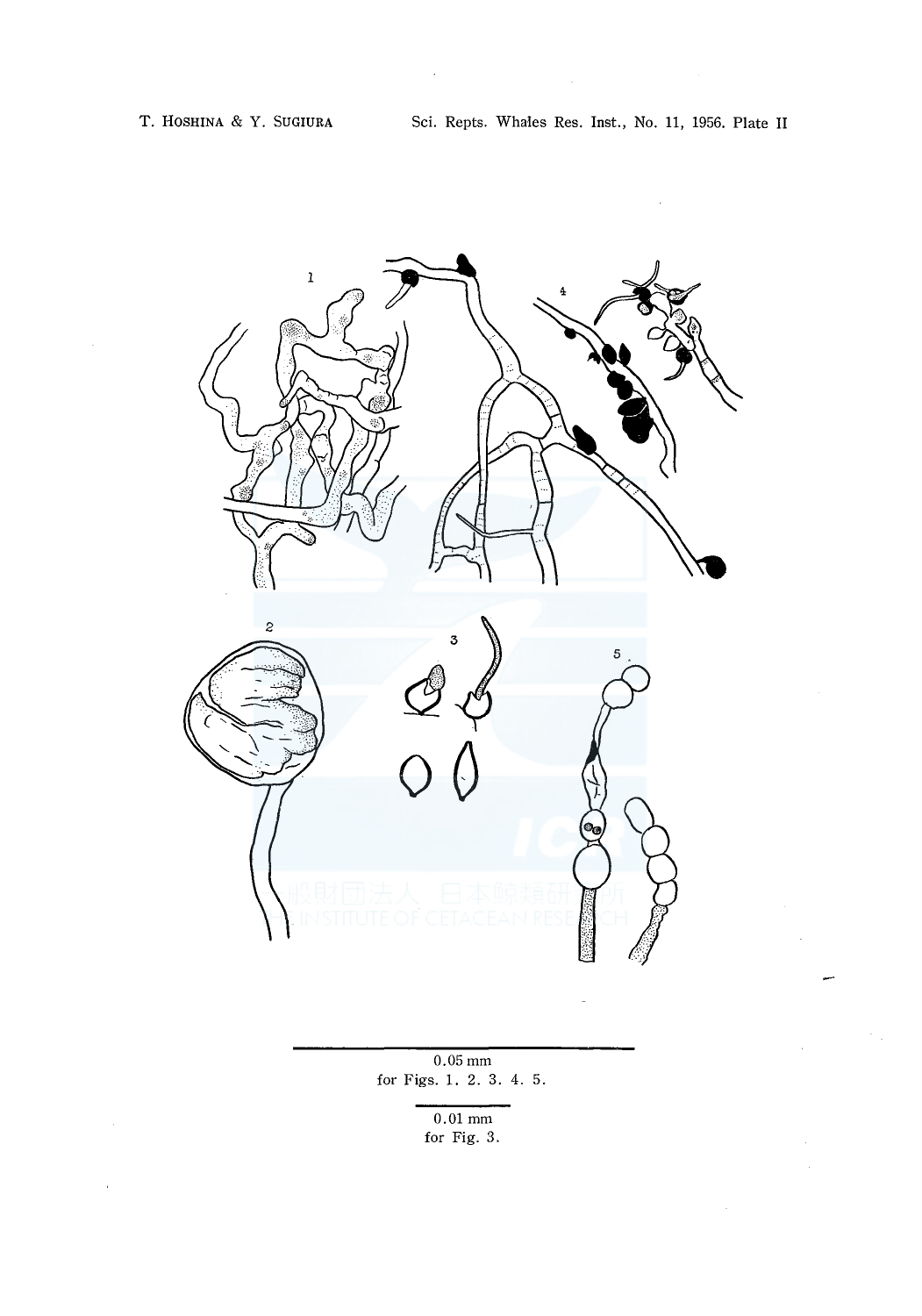0.05 mm
for Figs. 1. 2. 3. 4. 5.

0.01 mm
for Fig. 3.